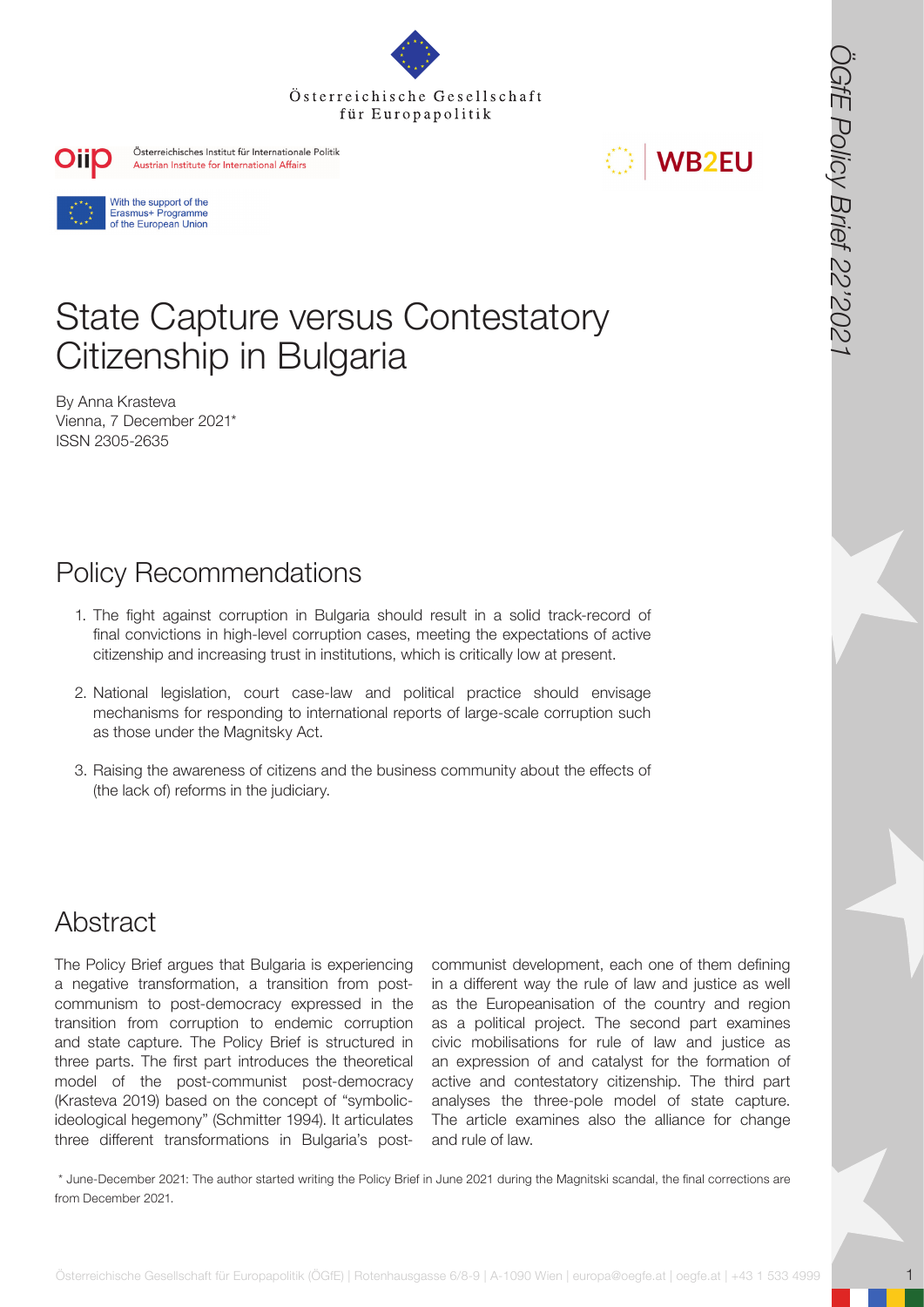# State Capture versus Contestatory Citizenship in Bulgaria

By Anna Krasteva
Vienna, 7 December 2021*
ISSN 2305-2635

## Policy Recommendations

1. The fight against corruption in Bulgaria should result in a solid track-record of final convictions in high-level corruption cases, meeting the expectations of active citizenship and increasing trust in institutions, which is critically low at present.
2. National legislation, court case-law and political practice should envisage mechanisms for responding to international reports of large-scale corruption such as those under the Magnitsky Act.
3. Raising the awareness of citizens and the business community about the effects of (the lack of) reforms in the judiciary.

## Abstract

The Policy Brief argues that Bulgaria is experiencing a negative transformation, a transition from post-communism to post-democracy expressed in the transition from corruption to endemic corruption and state capture. The Policy Brief is structured in three parts. The first part introduces the theoretical model of the post-communist post-democracy (Krasteva 2019) based on the concept of "symbolic-ideological hegemony" (Schmitter 1994). It articulates three different transformations in Bulgaria's post-communist development, each one of them defining in a different way the rule of law and justice as well as the Europeanisation of the country and region as a political project. The second part examines civic mobilisations for rule of law and justice as an expression of and catalyst for the formation of active and contestatory citizenship. The third part analyses the three-pole model of state capture. The article examines also the alliance for change and rule of law.

\* June-December 2021: The author started writing the Policy Brief in June 2021 during the Magnitski scandal, the final corrections are from December 2021.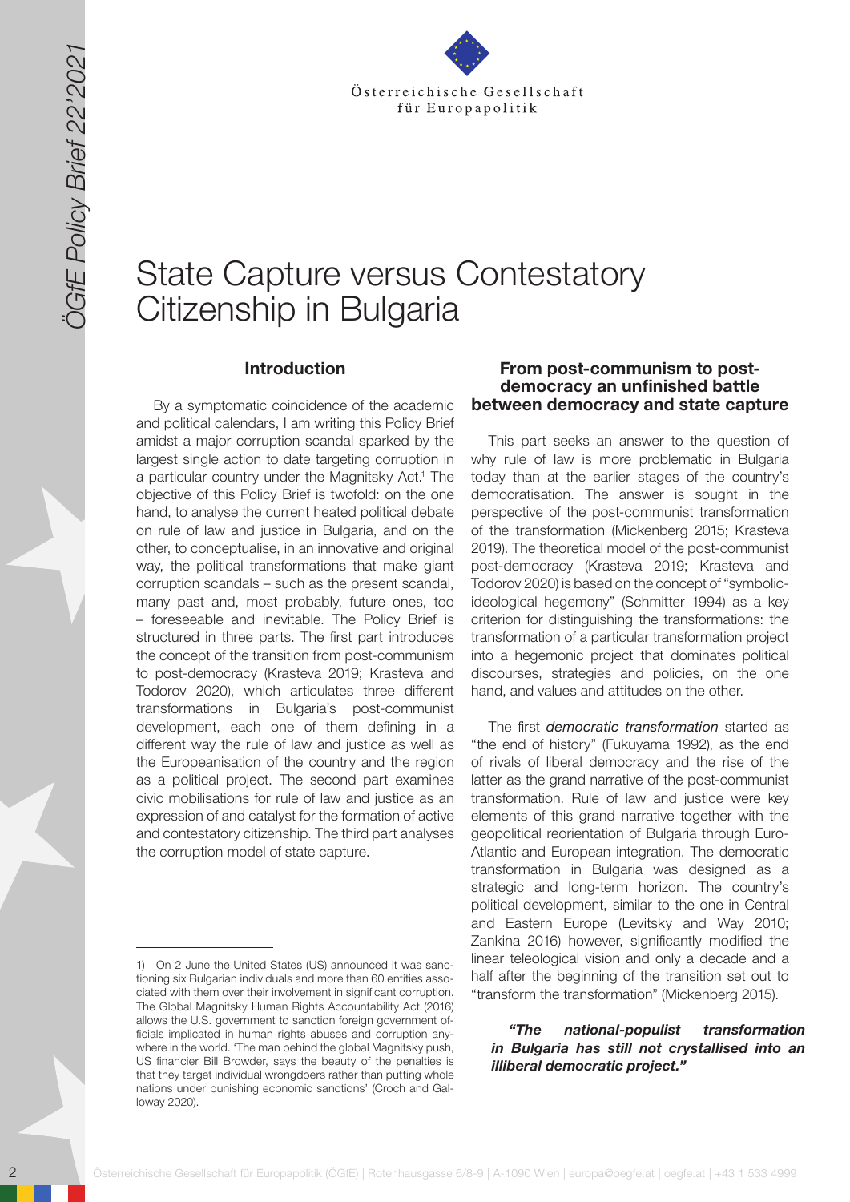# State Capture versus Contestatory Citizenship in Bulgaria

## Introduction

By a symptomatic coincidence of the academic and political calendars, I am writing this Policy Brief amidst a major corruption scandal sparked by the largest single action to date targeting corruption in a particular country under the Magnitsky Act.[1] The objective of this Policy Brief is twofold: on the one hand, to analyse the current heated political debate on rule of law and justice in Bulgaria, and on the other, to conceptualise, in an innovative and original way, the political transformations that make giant corruption scandals – such as the present scandal, many past and, most probably, future ones, too – foreseeable and inevitable. The Policy Brief is structured in three parts. The first part introduces the concept of the transition from post-communism to post-democracy (Krasteva 2019; Krasteva and Todorov 2020), which articulates three different transformations in Bulgaria's post-communist development, each one of them defining in a different way the rule of law and justice as well as the Europeanisation of the country and the region as a political project. The second part examines civic mobilisations for rule of law and justice as an expression of and catalyst for the formation of active and contestatory citizenship. The third part analyses the corruption model of state capture.

## From post-communism to post-democracy an unfinished battle between democracy and state capture

This part seeks an answer to the question of why rule of law is more problematic in Bulgaria today than at the earlier stages of the country's democratisation. The answer is sought in the perspective of the post-communist transformation of the transformation (Mickenberg 2015; Krasteva 2019). The theoretical model of the post-communist post-democracy (Krasteva 2019; Krasteva and Todorov 2020) is based on the concept of "symbolic-ideological hegemony" (Schmitter 1994) as a key criterion for distinguishing the transformations: the transformation of a particular transformation project into a hegemonic project that dominates political discourses, strategies and policies, on the one hand, and values and attitudes on the other.

The first *democratic transformation* started as "the end of history" (Fukuyama 1992), as the end of rivals of liberal democracy and the rise of the latter as the grand narrative of the post-communist transformation. Rule of law and justice were key elements of this grand narrative together with the geopolitical reorientation of Bulgaria through Euro-Atlantic and European integration. The democratic transformation in Bulgaria was designed as a strategic and long-term horizon. The country's political development, similar to the one in Central and Eastern Europe (Levitsky and Way 2010; Zankina 2016) however, significantly modified the linear teleological vision and only a decade and a half after the beginning of the transition set out to "transform the transformation" (Mickenberg 2015).

> ***"The national-populist transformation in Bulgaria has still not crystallised into an illiberal democratic project."***

---

1) On 2 June the United States (US) announced it was sanctioning six Bulgarian individuals and more than 60 entities associated with them over their involvement in significant corruption. The Global Magnitsky Human Rights Accountability Act (2016) allows the U.S. government to sanction foreign government officials implicated in human rights abuses and corruption anywhere in the world. 'The man behind the global Magnitsky push, US financier Bill Browder, says the beauty of the penalties is that they target individual wrongdoers rather than putting whole nations under punishing economic sanctions' (Croch and Galloway 2020).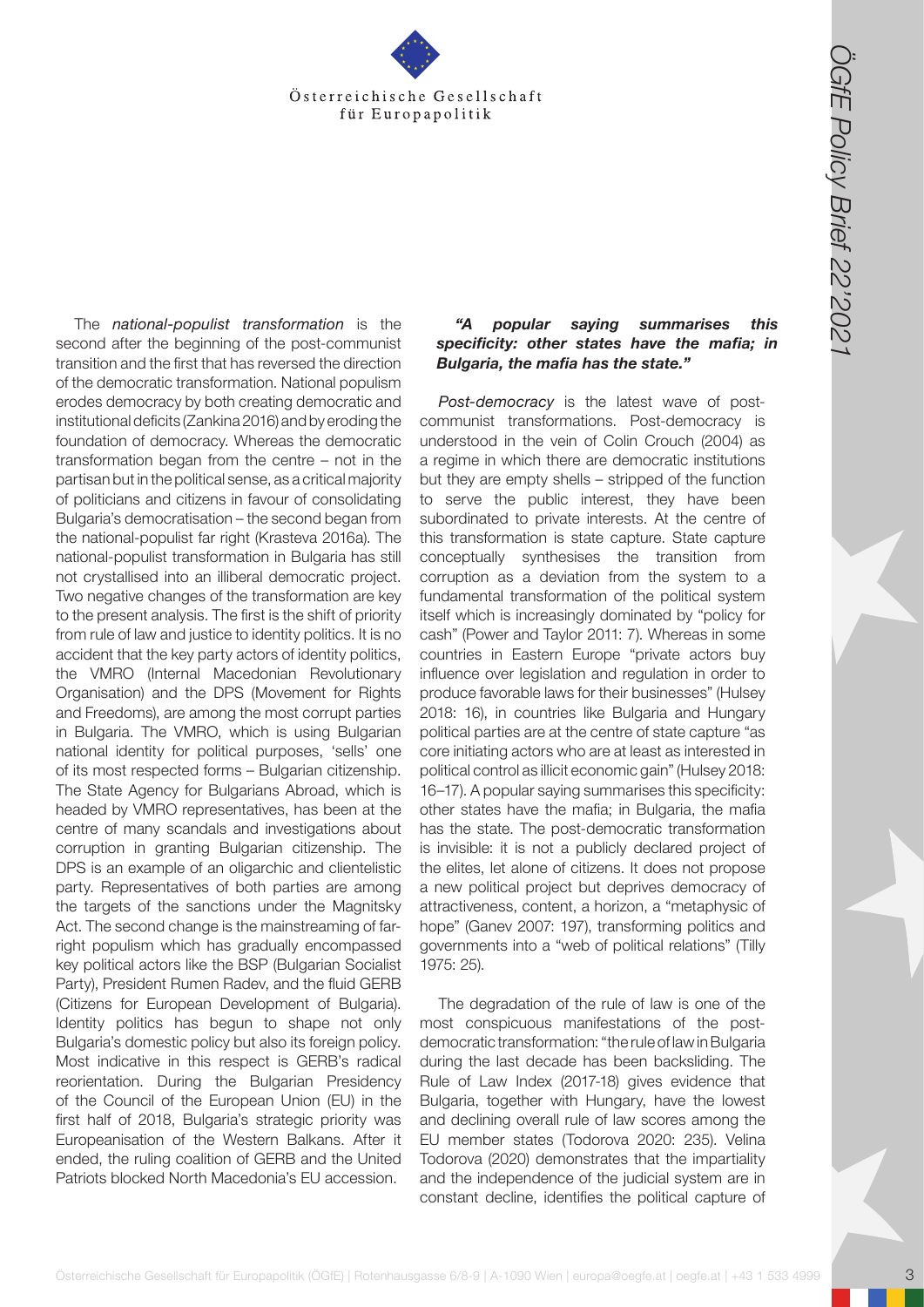The *national-populist transformation* is the second after the beginning of the post-communist transition and the first that has reversed the direction of the democratic transformation. National populism erodes democracy by both creating democratic and institutional deficits (Zankina 2016) and by eroding the foundation of democracy. Whereas the democratic transformation began from the centre – not in the partisan but in the political sense, as a critical majority of politicians and citizens in favour of consolidating Bulgaria's democratisation – the second began from the national-populist far right (Krasteva 2016a). The national-populist transformation in Bulgaria has still not crystallised into an illiberal democratic project. Two negative changes of the transformation are key to the present analysis. The first is the shift of priority from rule of law and justice to identity politics. It is no accident that the key party actors of identity politics, the VMRO (Internal Macedonian Revolutionary Organisation) and the DPS (Movement for Rights and Freedoms), are among the most corrupt parties in Bulgaria. The VMRO, which is using Bulgarian national identity for political purposes, 'sells' one of its most respected forms – Bulgarian citizenship. The State Agency for Bulgarians Abroad, which is headed by VMRO representatives, has been at the centre of many scandals and investigations about corruption in granting Bulgarian citizenship. The DPS is an example of an oligarchic and clientelistic party. Representatives of both parties are among the targets of the sanctions under the Magnitsky Act. The second change is the mainstreaming of far-right populism which has gradually encompassed key political actors like the BSP (Bulgarian Socialist Party), President Rumen Radev, and the fluid GERB (Citizens for European Development of Bulgaria). Identity politics has begun to shape not only Bulgaria's domestic policy but also its foreign policy. Most indicative in this respect is GERB's radical reorientation. During the Bulgarian Presidency of the Council of the European Union (EU) in the first half of 2018, Bulgaria's strategic priority was Europeanisation of the Western Balkans. After it ended, the ruling coalition of GERB and the United Patriots blocked North Macedonia's EU accession.

***"A popular saying summarises this specificity: other states have the mafia; in Bulgaria, the mafia has the state."***

*Post-democracy* is the latest wave of post-communist transformations. Post-democracy is understood in the vein of Colin Crouch (2004) as a regime in which there are democratic institutions but they are empty shells – stripped of the function to serve the public interest, they have been subordinated to private interests. At the centre of this transformation is state capture. State capture conceptually synthesises the transition from corruption as a deviation from the system to a fundamental transformation of the political system itself which is increasingly dominated by "policy for cash" (Power and Taylor 2011: 7). Whereas in some countries in Eastern Europe "private actors buy influence over legislation and regulation in order to produce favorable laws for their businesses" (Hulsey 2018: 16), in countries like Bulgaria and Hungary political parties are at the centre of state capture "as core initiating actors who are at least as interested in political control as illicit economic gain" (Hulsey 2018: 16–17). A popular saying summarises this specificity: other states have the mafia; in Bulgaria, the mafia has the state. The post-democratic transformation is invisible: it is not a publicly declared project of the elites, let alone of citizens. It does not propose a new political project but deprives democracy of attractiveness, content, a horizon, a "metaphysic of hope" (Ganev 2007: 197), transforming politics and governments into a "web of political relations" (Tilly 1975: 25).

The degradation of the rule of law is one of the most conspicuous manifestations of the post-democratic transformation: "the rule of law in Bulgaria during the last decade has been backsliding. The Rule of Law Index (2017-18) gives evidence that Bulgaria, together with Hungary, have the lowest and declining overall rule of law scores among the EU member states (Todorova 2020: 235). Velina Todorova (2020) demonstrates that the impartiality and the independence of the judicial system are in constant decline, identifies the political capture of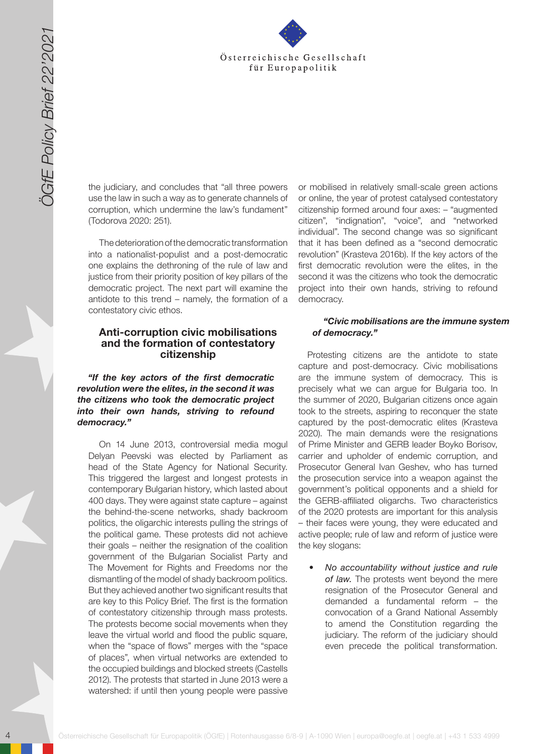the judiciary, and concludes that "all three powers use the law in such a way as to generate channels of corruption, which undermine the law's fundament" (Todorova 2020: 251).

The deterioration of the democratic transformation into a nationalist-populist and a post-democratic one explains the dethroning of the rule of law and justice from their priority position of key pillars of the democratic project. The next part will examine the antidote to this trend – namely, the formation of a contestatory civic ethos.

## Anti-corruption civic mobilisations and the formation of contestatory citizenship

***"If the key actors of the first democratic revolution were the elites, in the second it was the citizens who took the democratic project into their own hands, striving to refound democracy."***

On 14 June 2013, controversial media mogul Delyan Peevski was elected by Parliament as head of the State Agency for National Security. This triggered the largest and longest protests in contemporary Bulgarian history, which lasted about 400 days. They were against state capture – against the behind-the-scene networks, shady backroom politics, the oligarchic interests pulling the strings of the political game. These protests did not achieve their goals – neither the resignation of the coalition government of the Bulgarian Socialist Party and The Movement for Rights and Freedoms nor the dismantling of the model of shady backroom politics. But they achieved another two significant results that are key to this Policy Brief. The first is the formation of contestatory citizenship through mass protests. The protests become social movements when they leave the virtual world and flood the public square, when the "space of flows" merges with the "space of places", when virtual networks are extended to the occupied buildings and blocked streets (Castells 2012). The protests that started in June 2013 were a watershed: if until then young people were passive or mobilised in relatively small-scale green actions or online, the year of protest catalysed contestatory citizenship formed around four axes: – "augmented citizen", "indignation", "voice", and "networked individual". The second change was so significant that it has been defined as a "second democratic revolution" (Krasteva 2016b). If the key actors of the first democratic revolution were the elites, in the second it was the citizens who took the democratic project into their own hands, striving to refound democracy.

***"Civic mobilisations are the immune system of democracy."***

Protesting citizens are the antidote to state capture and post-democracy. Civic mobilisations are the immune system of democracy. This is precisely what we can argue for Bulgaria too. In the summer of 2020, Bulgarian citizens once again took to the streets, aspiring to reconquer the state captured by the post-democratic elites (Krasteva 2020). The main demands were the resignations of Prime Minister and GERB leader Boyko Borisov, carrier and upholder of endemic corruption, and Prosecutor General Ivan Geshev, who has turned the prosecution service into a weapon against the government's political opponents and a shield for the GERB-affiliated oligarchs. Two characteristics of the 2020 protests are important for this analysis – their faces were young, they were educated and active people; rule of law and reform of justice were the key slogans:

- *No accountability without justice and rule of law.* The protests went beyond the mere resignation of the Prosecutor General and demanded a fundamental reform – the convocation of a Grand National Assembly to amend the Constitution regarding the judiciary. The reform of the judiciary should even precede the political transformation.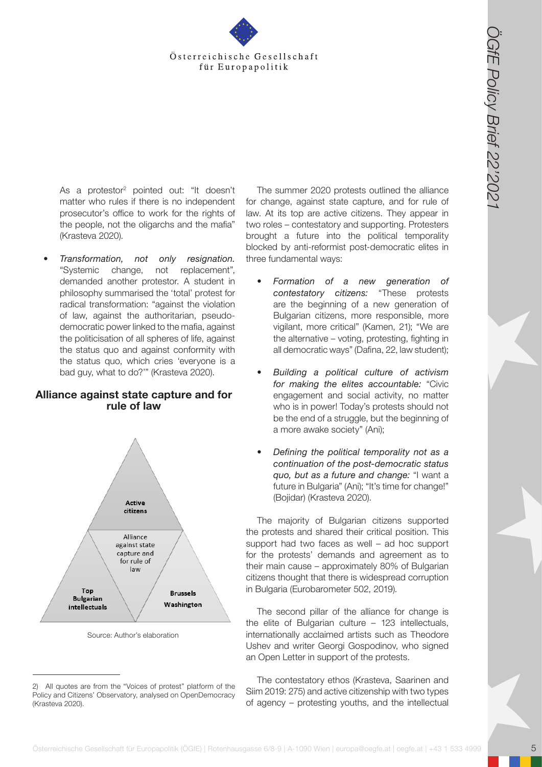As a protestor[2] pointed out: "It doesn't matter who rules if there is no independent prosecutor's office to work for the rights of the people, not the oligarchs and the mafia" (Krasteva 2020).

- *Transformation, not only resignation.* "Systemic change, not replacement", demanded another protestor. A student in philosophy summarised the 'total' protest for radical transformation: "against the violation of law, against the authoritarian, pseudo-democratic power linked to the mafia, against the politicisation of all spheres of life, against the status quo and against conformity with the status quo, which cries 'everyone is a bad guy, what to do?'" (Krasteva 2020).

## Alliance against state capture and for rule of law

Active citizens

Alliance against state capture and for rule of law

Top Bulgarian intellectuals

Brussels Washington

Source: Author's elaboration

The summer 2020 protests outlined the alliance for change, against state capture, and for rule of law. At its top are active citizens. They appear in two roles – contestatory and supporting. Protesters brought a future into the political temporality blocked by anti-reformist post-democratic elites in three fundamental ways:

- *Formation of a new generation of contestatory citizens:* "These protests are the beginning of a new generation of Bulgarian citizens, more responsible, more vigilant, more critical" (Kamen, 21); "We are the alternative – voting, protesting, fighting in all democratic ways" (Dafina, 22, law student);
- *Building a political culture of activism for making the elites accountable:* "Civic engagement and social activity, no matter who is in power! Today's protests should not be the end of a struggle, but the beginning of a more awake society" (Ani);
- *Defining the political temporality not as a continuation of the post-democratic status quo, but as a future and change:* "I want a future in Bulgaria" (Ani); "It's time for change!" (Bojidar) (Krasteva 2020).

The majority of Bulgarian citizens supported the protests and shared their critical position. This support had two faces as well – ad hoc support for the protests' demands and agreement as to their main cause – approximately 80% of Bulgarian citizens thought that there is widespread corruption in Bulgaria (Eurobarometer 502, 2019).

The second pillar of the alliance for change is the elite of Bulgarian culture – 123 intellectuals, internationally acclaimed artists such as Theodore Ushev and writer Georgi Gospodinov, who signed an Open Letter in support of the protests.

The contestatory ethos (Krasteva, Saarinen and Siim 2019: 275) and active citizenship with two types of agency – protesting youths, and the intellectual

---

2) All quotes are from the "Voices of protest" platform of the Policy and Citizens' Observatory, analysed on OpenDemocracy (Krasteva 2020).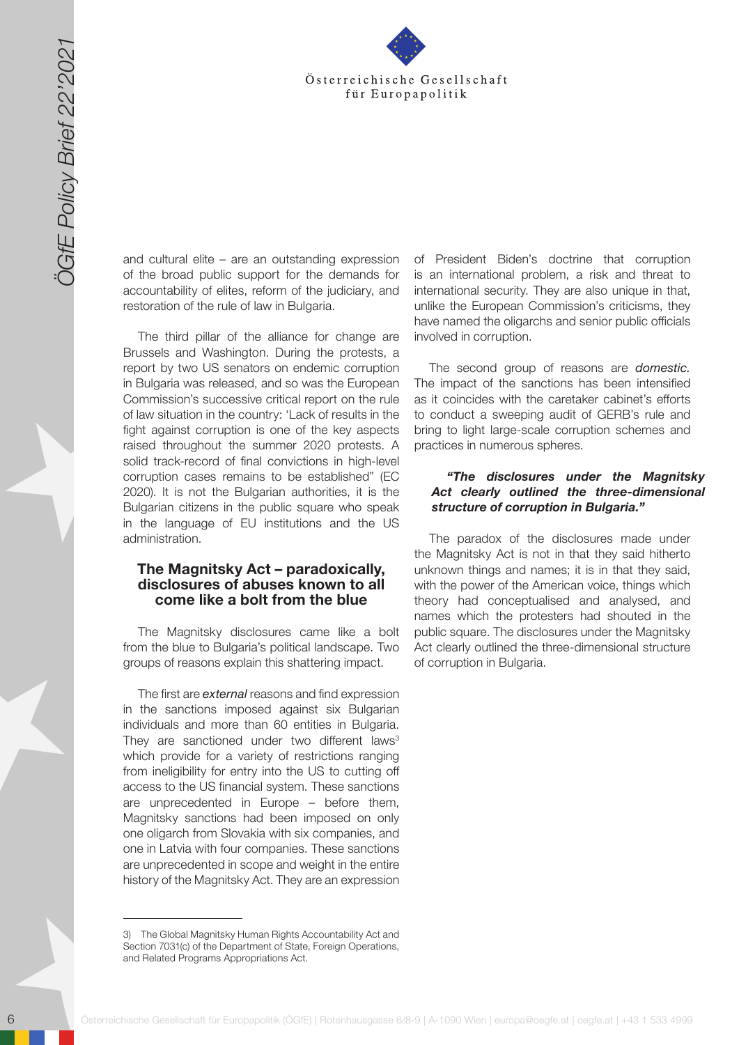and cultural elite – are an outstanding expression of the broad public support for the demands for accountability of elites, reform of the judiciary, and restoration of the rule of law in Bulgaria.

The third pillar of the alliance for change are Brussels and Washington. During the protests, a report by two US senators on endemic corruption in Bulgaria was released, and so was the European Commission's successive critical report on the rule of law situation in the country: 'Lack of results in the fight against corruption is one of the key aspects raised throughout the summer 2020 protests. A solid track-record of final convictions in high-level corruption cases remains to be established" (EC 2020). It is not the Bulgarian authorities, it is the Bulgarian citizens in the public square who speak in the language of EU institutions and the US administration.

### The Magnitsky Act – paradoxically, disclosures of abuses known to all come like a bolt from the blue

The Magnitsky disclosures came like a bolt from the blue to Bulgaria's political landscape. Two groups of reasons explain this shattering impact.

The first are *external* reasons and find expression in the sanctions imposed against six Bulgarian individuals and more than 60 entities in Bulgaria. They are sanctioned under two different laws[3] which provide for a variety of restrictions ranging from ineligibility for entry into the US to cutting off access to the US financial system. These sanctions are unprecedented in Europe – before them, Magnitsky sanctions had been imposed on only one oligarch from Slovakia with six companies, and one in Latvia with four companies. These sanctions are unprecedented in scope and weight in the entire history of the Magnitsky Act. They are an expression of President Biden's doctrine that corruption is an international problem, a risk and threat to international security. They are also unique in that, unlike the European Commission's criticisms, they have named the oligarchs and senior public officials involved in corruption.

The second group of reasons are *domestic.* The impact of the sanctions has been intensified as it coincides with the caretaker cabinet's efforts to conduct a sweeping audit of GERB's rule and bring to light large-scale corruption schemes and practices in numerous spheres.

> ***"The disclosures under the Magnitsky Act clearly outlined the three-dimensional structure of corruption in Bulgaria."***

The paradox of the disclosures made under the Magnitsky Act is not in that they said hitherto unknown things and names; it is in that they said, with the power of the American voice, things which theory had conceptualised and analysed, and names which the protesters had shouted in the public square. The disclosures under the Magnitsky Act clearly outlined the three-dimensional structure of corruption in Bulgaria.

---

3) The Global Magnitsky Human Rights Accountability Act and Section 7031(c) of the Department of State, Foreign Operations, and Related Programs Appropriations Act.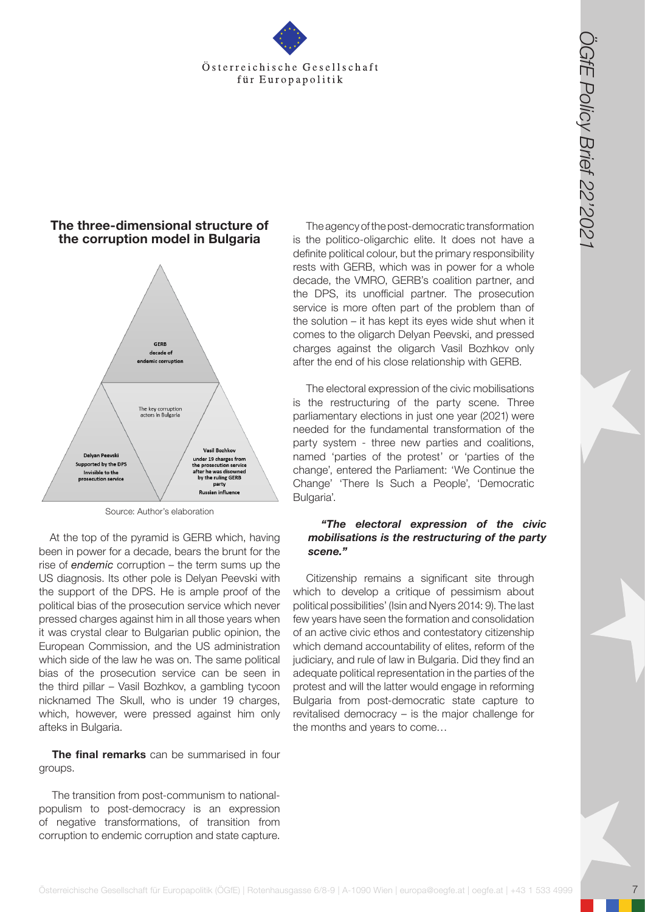## The three-dimensional structure of the corruption model in Bulgaria

GERB
decade of
endemic corruption

The key corruption actors in Bulgaria

Delyan Peevski
Supported by the DPS
Invisible to the prosecution service

Vasil Bozhkov
under 19 charges from the prosecution service after he was disowned by the ruling GERB party
Russian influence

Source: Author's elaboration

At the top of the pyramid is GERB which, having been in power for a decade, bears the brunt for the rise of *endemic* corruption – the term sums up the US diagnosis. Its other pole is Delyan Peevski with the support of the DPS. He is ample proof of the political bias of the prosecution service which never pressed charges against him in all those years when it was crystal clear to Bulgarian public opinion, the European Commission, and the US administration which side of the law he was on. The same political bias of the prosecution service can be seen in the third pillar – Vasil Bozhkov, a gambling tycoon nicknamed The Skull, who is under 19 charges, which, however, were pressed against him only afteks in Bulgaria.

**The final remarks** can be summarised in four groups.

The transition from post-communism to national-populism to post-democracy is an expression of negative transformations, of transition from corruption to endemic corruption and state capture.

The agency of the post-democratic transformation is the politico-oligarchic elite. It does not have a definite political colour, but the primary responsibility rests with GERB, which was in power for a whole decade, the VMRO, GERB's coalition partner, and the DPS, its unofficial partner. The prosecution service is more often part of the problem than of the solution – it has kept its eyes wide shut when it comes to the oligarch Delyan Peevski, and pressed charges against the oligarch Vasil Bozhkov only after the end of his close relationship with GERB.

The electoral expression of the civic mobilisations is the restructuring of the party scene. Three parliamentary elections in just one year (2021) were needed for the fundamental transformation of the party system - three new parties and coalitions, named 'parties of the protest' or 'parties of the change', entered the Parliament: 'We Continue the Change' 'There Is Such a People', 'Democratic Bulgaria'.

***"The electoral expression of the civic mobilisations is the restructuring of the party scene."***

Citizenship remains a significant site through which to develop a critique of pessimism about political possibilities' (Isin and Nyers 2014: 9). The last few years have seen the formation and consolidation of an active civic ethos and contestatory citizenship which demand accountability of elites, reform of the judiciary, and rule of law in Bulgaria. Did they find an adequate political representation in the parties of the protest and will the latter would engage in reforming Bulgaria from post-democratic state capture to revitalised democracy – is the major challenge for the months and years to come…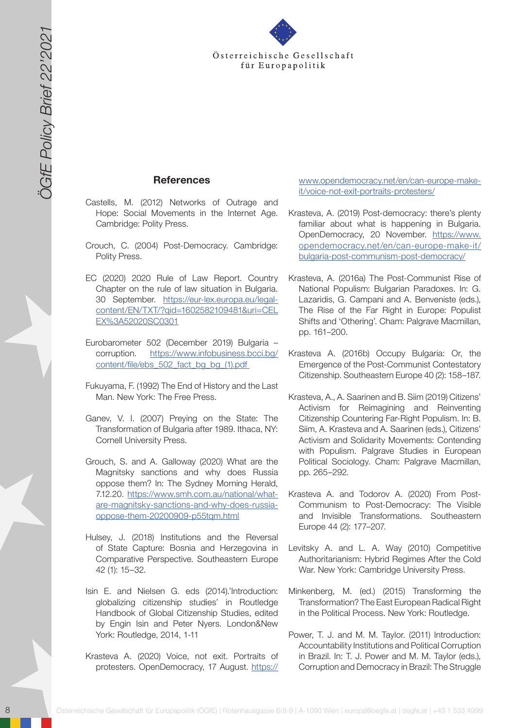## References

Castells, M. (2012) Networks of Outrage and Hope: Social Movements in the Internet Age. Cambridge: Polity Press.

Crouch, C. (2004) Post-Democracy. Cambridge: Polity Press.

EC (2020) 2020 Rule of Law Report. Country Chapter on the rule of law situation in Bulgaria. 30 September. https://eur-lex.europa.eu/legal-content/EN/TXT/?qid=1602582109481&uri=CELEX%3A52020SC0301

Eurobarometer 502 (December 2019) Bulgaria – corruption. https://www.infobusiness.bcci.bg/content/file/ebs_502_fact_bg_bg (1).pdf

Fukuyama, F. (1992) The End of History and the Last Man. New York: The Free Press.

Ganev, V. I. (2007) Preying on the State: The Transformation of Bulgaria after 1989. Ithaca, NY: Cornell University Press.

Grouch, S. and A. Galloway (2020) What are the Magnitsky sanctions and why does Russia oppose them? In: The Sydney Morning Herald, 7.12.20. https://www.smh.com.au/national/what-are-magnitsky-sanctions-and-why-does-russia-oppose-them-20200909-p55tqm.html

Hulsey, J. (2018) Institutions and the Reversal of State Capture: Bosnia and Herzegovina in Comparative Perspective. Southeastern Europe 42 (1): 15–32.

Isin E. and Nielsen G. eds (2014).'Introduction: globalizing citizenship studies' in Routledge Handbook of Global Citizenship Studies, edited by Engin Isin and Peter Nyers. London&New York: Routledge, 2014, 1-11

Krasteva A. (2020) Voice, not exit. Portraits of protesters. OpenDemocracy, 17 August. https://www.opendemocracy.net/en/can-europe-make-it/voice-not-exit-portraits-protesters/

Krasteva, A. (2019) Post-democracy: there's plenty familiar about what is happening in Bulgaria. OpenDemocracy, 20 November. https://www.opendemocracy.net/en/can-europe-make-it/bulgaria-post-communism-post-democracy/

Krasteva, A. (2016a) The Post-Communist Rise of National Populism: Bulgarian Paradoxes. In: G. Lazaridis, G. Campani and A. Benveniste (eds.), The Rise of the Far Right in Europe: Populist Shifts and 'Othering'. Cham: Palgrave Macmillan, pp. 161–200.

Krasteva A. (2016b) Occupy Bulgaria: Or, the Emergence of the Post-Communist Contestatory Citizenship. Southeastern Europe 40 (2): 158–187.

Krasteva, A., A. Saarinen and B. Siim (2019) Citizens' Activism for Reimagining and Reinventing Citizenship Countering Far-Right Populism. In: B. Siim, A. Krasteva and A. Saarinen (eds.), Citizens' Activism and Solidarity Movements: Contending with Populism. Palgrave Studies in European Political Sociology. Cham: Palgrave Macmillan, pp. 265–292.

Krasteva A. and Todorov A. (2020) From Post-Communism to Post-Democracy: The Visible and Invisible Transformations. Southeastern Europe 44 (2): 177–207.

Levitsky A. and L. A. Way (2010) Competitive Authoritarianism: Hybrid Regimes After the Cold War. New York: Cambridge University Press.

Minkenberg, M. (ed.) (2015) Transforming the Transformation? The East European Radical Right in the Political Process. New York: Routledge.

Power, T. J. and M. M. Taylor. (2011) Introduction: Accountability Institutions and Political Corruption in Brazil. In: T. J. Power and M. M. Taylor (eds.), Corruption and Democracy in Brazil: The Struggle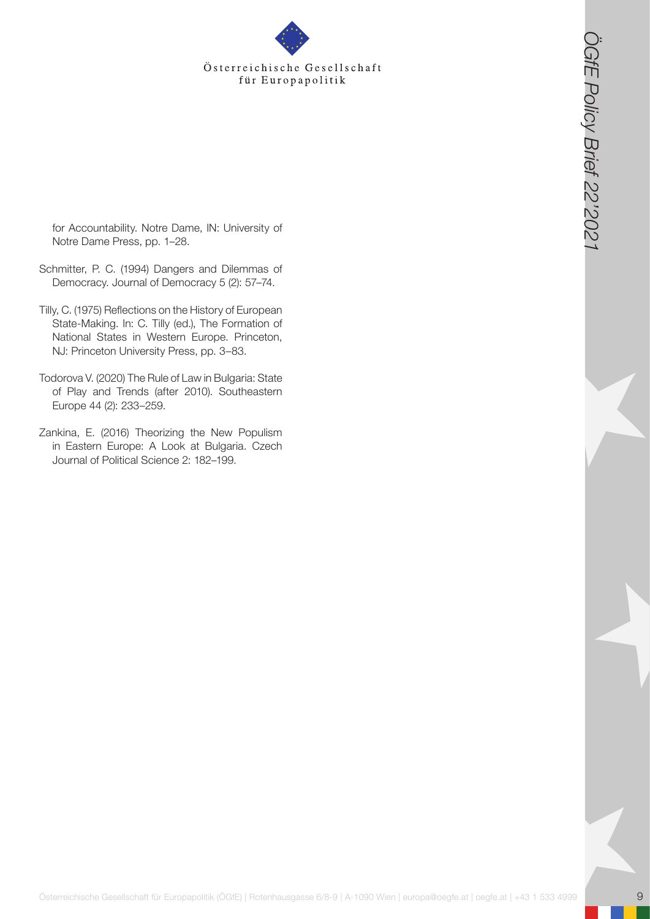for Accountability. Notre Dame, IN: University of Notre Dame Press, pp. 1–28.

Schmitter, P. C. (1994) Dangers and Dilemmas of Democracy. Journal of Democracy 5 (2): 57–74.

Tilly, C. (1975) Reflections on the History of European State-Making. In: C. Tilly (ed.), The Formation of National States in Western Europe. Princeton, NJ: Princeton University Press, pp. 3–83.

Todorova V. (2020) The Rule of Law in Bulgaria: State of Play and Trends (after 2010). Southeastern Europe 44 (2): 233–259.

Zankina, E. (2016) Theorizing the New Populism in Eastern Europe: A Look at Bulgaria. Czech Journal of Political Science 2: 182–199.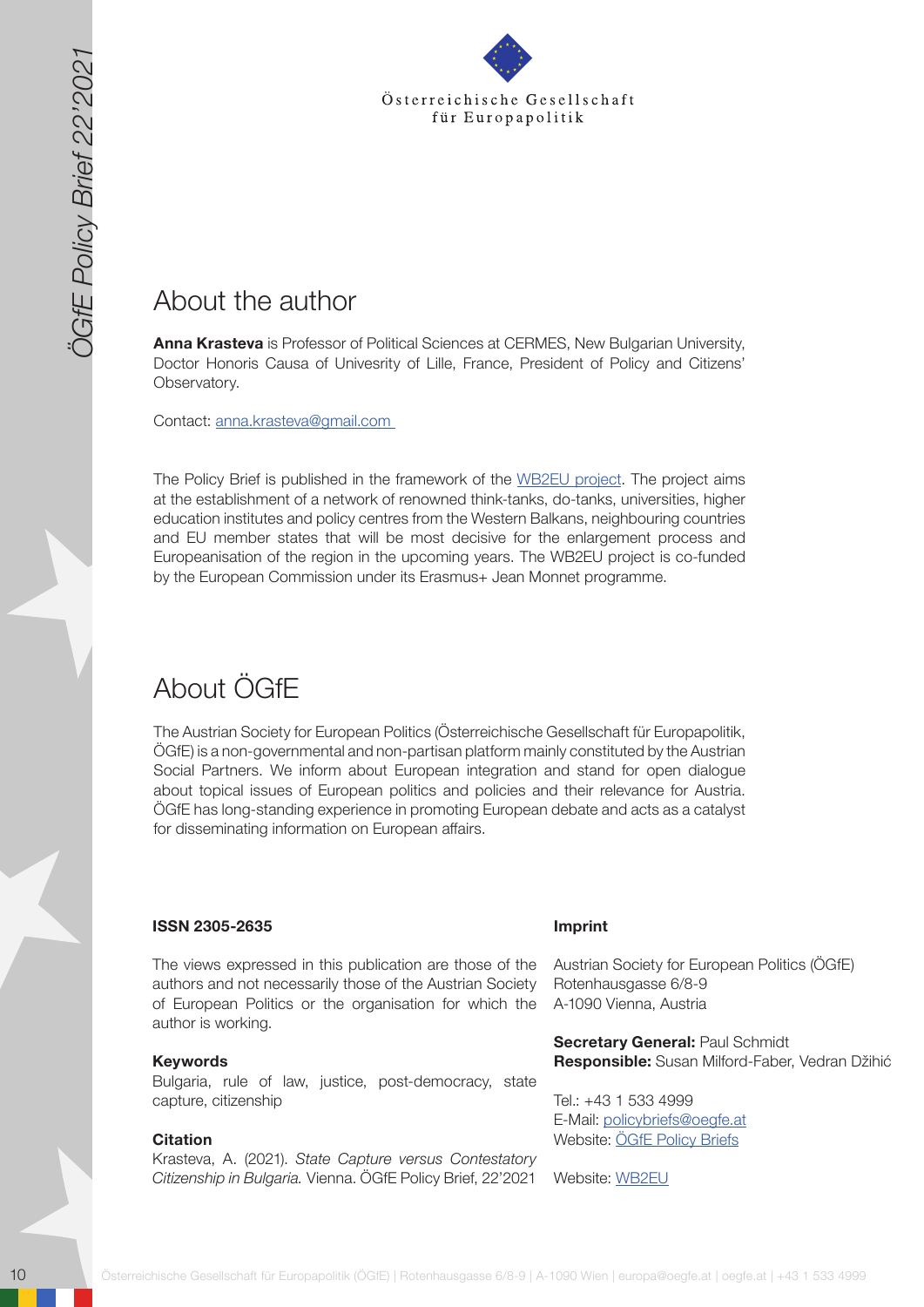Österreichische Gesellschaft für Europapolitik

## About the author

**Anna Krasteva** is Professor of Political Sciences at CERMES, New Bulgarian University, Doctor Honoris Causa of Univesrity of Lille, France, President of Policy and Citizens' Observatory.

Contact: anna.krasteva@gmail.com

The Policy Brief is published in the framework of the WB2EU project. The project aims at the establishment of a network of renowned think-tanks, do-tanks, universities, higher education institutes and policy centres from the Western Balkans, neighbouring countries and EU member states that will be most decisive for the enlargement process and Europeanisation of the region in the upcoming years. The WB2EU project is co-funded by the European Commission under its Erasmus+ Jean Monnet programme.

## About ÖGfE

The Austrian Society for European Politics (Österreichische Gesellschaft für Europapolitik, ÖGfE) is a non-governmental and non-partisan platform mainly constituted by the Austrian Social Partners. We inform about European integration and stand for open dialogue about topical issues of European politics and policies and their relevance for Austria. ÖGfE has long-standing experience in promoting European debate and acts as a catalyst for disseminating information on European affairs.

**ISSN 2305-2635**

The views expressed in this publication are those of the authors and not necessarily those of the Austrian Society of European Politics or the organisation for which the author is working.

**Keywords**
Bulgaria, rule of law, justice, post-democracy, state capture, citizenship

**Citation**
Krasteva, A. (2021). *State Capture versus Contestatory Citizenship in Bulgaria.* Vienna. ÖGfE Policy Brief, 22'2021

**Imprint**

Austrian Society for European Politics (ÖGfE)
Rotenhausgasse 6/8-9
A-1090 Vienna, Austria

**Secretary General:** Paul Schmidt
**Responsible:** Susan Milford-Faber, Vedran Džihić

Tel.: +43 1 533 4999
E-Mail: policybriefs@oegfe.at
Website: ÖGfE Policy Briefs

Website: WB2EU